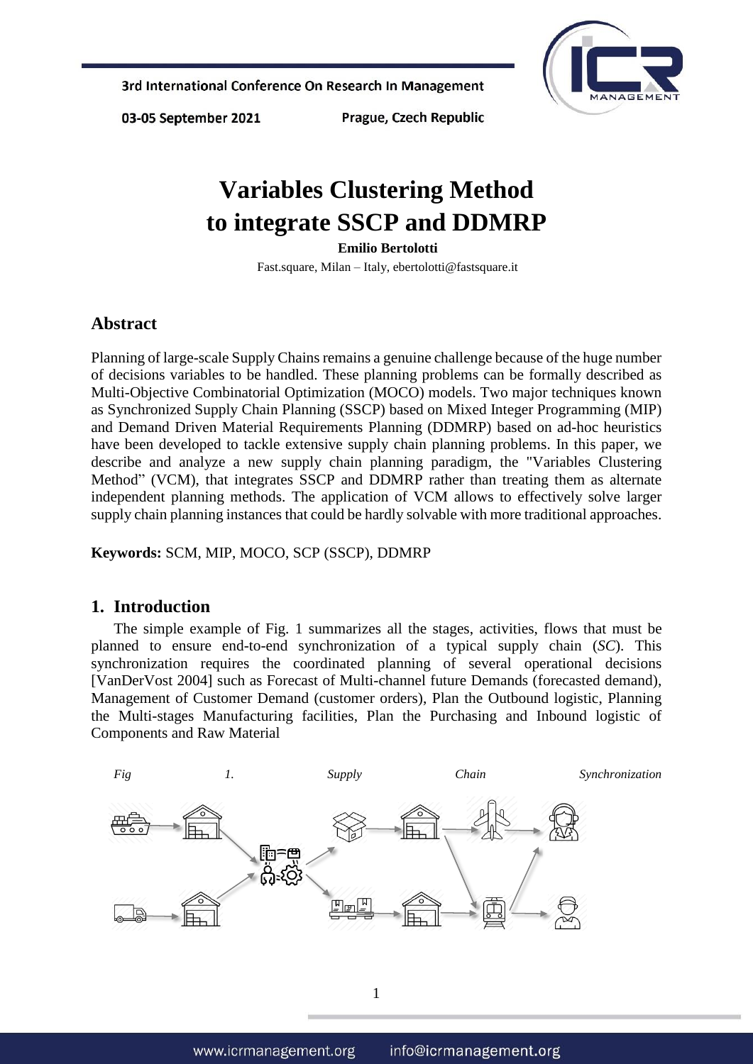# Variables Clustering Method to integrate SSCP and DDMRP

**Emilio Bertolotti**

Fast.square, Milan – Italy, ebertolotti@fastsquare.it

## Abstract

Planning of large-scale Supply Chains remains a genuine challenge because of the huge number of decisions variables to be handled. These planning problems can be formally described as Multi-Objective Combinatorial Optimization (MOCO) models. Two major techniques known as Synchronized Supply Chain Planning (SSCP) based on Mixed Integer Programming (MIP) and Demand Driven Material Requirements Planning (DDMRP) based on ad-hoc heuristics have been developed to tackle extensive supply chain planning problems. In this paper, we describe and analyze a new supply chain planning paradigm, the "Variables Clustering Method" (VCM), that integrates SSCP and DDMRP rather than treating them as alternate independent planning methods. The application of VCM allows to effectively solve larger supply chain planning instances that could be hardly solvable with more traditional approaches.

**Keywords:** SCM, MIP, MOCO, SCP (SSCP), DDMRP

## 1. Introduction

The simple example of Fig. 1 summarizes all the stages, activities, flows that must be planned to ensure end-to-end synchronization of a typical supply chain (*SC*). This synchronization requires the coordinated planning of several operational decisions [VanDerVost 2004] such as Forecast of Multi-channel future Demands (forecasted demand), Management of Customer Demand (customer orders), Plan the Outbound logistic, Planning the Multi-stages Manufacturing facilities, Plan the Purchasing and Inbound logistic of Components and Raw Material

*Fig 1. Supply Chain Synchronization*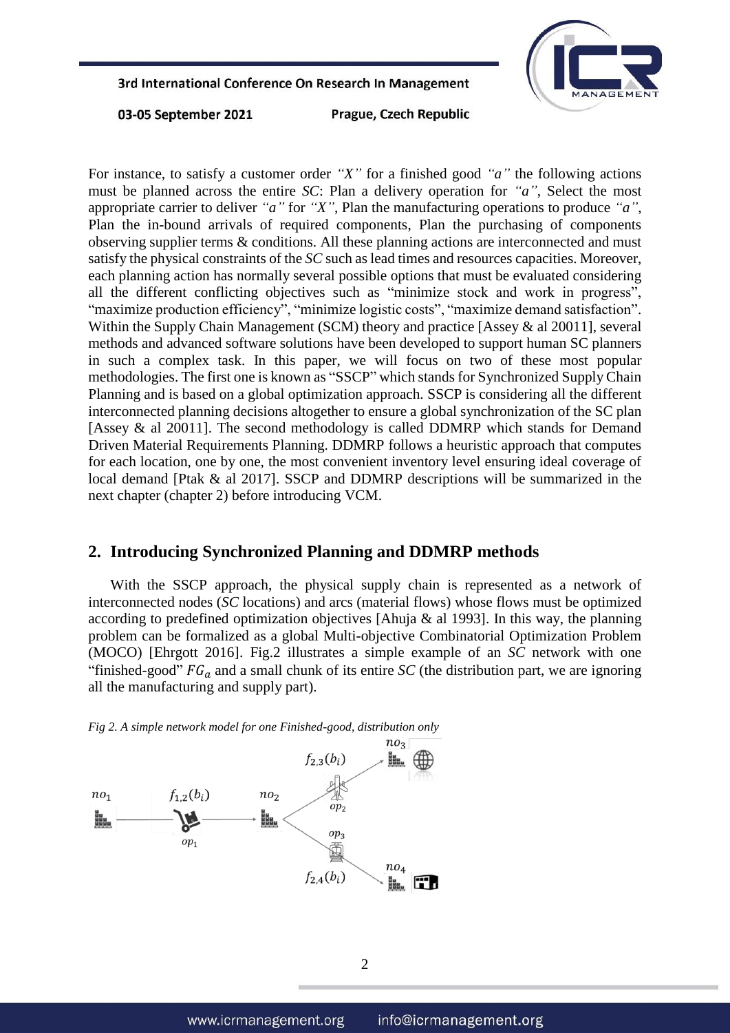For instance, to satisfy a customer order *"X"* for a finished good *"a"* the following actions must be planned across the entire *SC*: Plan a delivery operation for *"a"*, Select the most appropriate carrier to deliver *"a"* for *"X"*, Plan the manufacturing operations to produce *"a"*, Plan the in-bound arrivals of required components, Plan the purchasing of components observing supplier terms & conditions. All these planning actions are interconnected and must satisfy the physical constraints of the *SC* such as lead times and resources capacities. Moreover, each planning action has normally several possible options that must be evaluated considering all the different conflicting objectives such as "minimize stock and work in progress", "maximize production efficiency", "minimize logistic costs", "maximize demand satisfaction". Within the Supply Chain Management (SCM) theory and practice [Assey & al 20011], several methods and advanced software solutions have been developed to support human SC planners in such a complex task. In this paper, we will focus on two of these most popular methodologies. The first one is known as "SSCP" which stands for Synchronized Supply Chain Planning and is based on a global optimization approach. SSCP is considering all the different interconnected planning decisions altogether to ensure a global synchronization of the SC plan [Assey & al 20011]. The second methodology is called DDMRP which stands for Demand Driven Material Requirements Planning. DDMRP follows a heuristic approach that computes for each location, one by one, the most convenient inventory level ensuring ideal coverage of local demand [Ptak & al 2017]. SSCP and DDMRP descriptions will be summarized in the next chapter (chapter 2) before introducing VCM.

## 2. Introducing Synchronized Planning and DDMRP methods

With the SSCP approach, the physical supply chain is represented as a network of interconnected nodes (*SC* locations) and arcs (material flows) whose flows must be optimized according to predefined optimization objectives [Ahuja & al 1993]. In this way, the planning problem can be formalized as a global Multi-objective Combinatorial Optimization Problem (MOCO) [Ehrgott 2016]. Fig.2 illustrates a simple example of an *SC* network with one "finished-good" $FG_a$ and a small chunk of its entire *SC* (the distribution part, we are ignoring all the manufacturing and supply part).

*Fig 2. A simple network model for one Finished-good, distribution only*

$no_1$ $f_{1,2}(b_i)$ $op_1$ $no_2$ $f_{2,3}(b_i)$ $op_2$ $no_3$ $op_3$ $f_{2,4}(b_i)$ $no_4$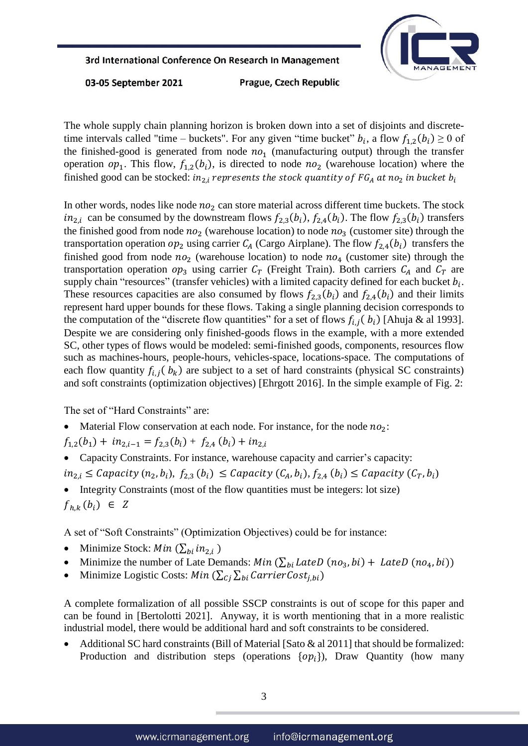The whole supply chain planning horizon is broken down into a set of disjoints and discrete-time intervals called "time – buckets". For any given "time bucket" $b_i$, a flow $f_{1,2}(b_i) \geq 0$ of the finished-good is generated from node $no_1$ (manufacturing output) through the transfer operation $op_1$. This flow, $f_{1,2}(b_i)$, is directed to node $no_2$ (warehouse location) where the finished good can be stocked: $in_{2,i}$ *represents the stock quantity of* $FG_A$ *at* $no_2$ *in bucket* $b_i$

In other words, nodes like node $no_2$ can store material across different time buckets. The stock $in_{2,i}$ can be consumed by the downstream flows $f_{2,3}(b_i)$, $f_{2,4}(b_i)$. The flow $f_{2,3}(b_i)$ transfers the finished good from node $no_2$ (warehouse location) to node $no_3$ (customer site) through the transportation operation $op_2$ using carrier $C_A$ (Cargo Airplane). The flow $f_{2,4}(b_i)$ transfers the finished good from node $no_2$ (warehouse location) to node $no_4$ (customer site) through the transportation operation $op_3$ using carrier $C_T$ (Freight Train). Both carriers $C_A$ and $C_T$ are supply chain "resources" (transfer vehicles) with a limited capacity defined for each bucket $b_i$. These resources capacities are also consumed by flows $f_{2,3}(b_i)$ and $f_{2,4}(b_i)$ and their limits represent hard upper bounds for these flows. Taking a single planning decision corresponds to the computation of the "discrete flow quantities" for a set of flows $f_{i,j}(b_i)$ [Ahuja & al 1993]. Despite we are considering only finished-goods flows in the example, with a more extended SC, other types of flows would be modeled: semi-finished goods, components, resources flow such as machines-hours, people-hours, vehicles-space, locations-space. The computations of each flow quantity $f_{i,j}(b_k)$ are subject to a set of hard constraints (physical SC constraints) and soft constraints (optimization objectives) [Ehrgott 2016]. In the simple example of Fig. 2:

The set of "Hard Constraints" are:

- Material Flow conservation at each node. For instance, for the node $no_2$:

$f_{1,2}(b_1) + in_{2,i-1} = f_{2,3}(b_i) + f_{2,4}(b_i) + in_{2,i}$

- Capacity Constraints. For instance, warehouse capacity and carrier's capacity:

$in_{2,i} \leq Capacity\,(n_2, b_i),\ f_{2,3}(b_i) \leq Capacity\,(C_A, b_i), f_{2,4}(b_i) \leq Capacity\,(C_T, b_i)$

- Integrity Constraints (most of the flow quantities must be integers: lot size)

$f_{h,k}(b_i) \in Z$

A set of "Soft Constraints" (Optimization Objectives) could be for instance:

- Minimize Stock: $Min\,(\sum_{bi} in_{2,i})$
- Minimize the number of Late Demands: $Min\,(\sum_{bi} LateD\,(no_3, bi) + LateD\,(no_4, bi))$
- Minimize Logistic Costs: $Min\,(\sum_{Cj} \sum_{bi} CarrierCost_{j,bi})$

A complete formalization of all possible SSCP constraints is out of scope for this paper and can be found in [Bertolotti 2021]. Anyway, it is worth mentioning that in a more realistic industrial model, there would be additional hard and soft constraints to be considered.

- Additional SC hard constraints (Bill of Material [Sato & al 2011] that should be formalized: Production and distribution steps (operations $\{op_i\}$), Draw Quantity (how many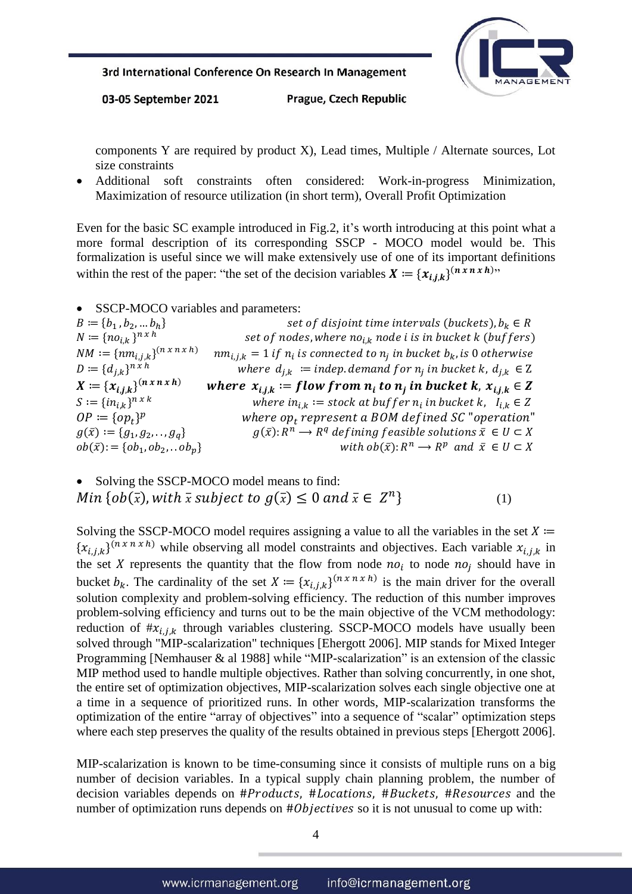components Y are required by product X), Lead times, Multiple / Alternate sources, Lot size constraints

- Additional soft constraints often considered: Work-in-progress Minimization, Maximization of resource utilization (in short term), Overall Profit Optimization

Even for the basic SC example introduced in Fig.2, it's worth introducing at this point what a more formal description of its corresponding SSCP - MOCO model would be. This formalization is useful since we will make extensively use of one of its important definitions within the rest of the paper: "the set of the decision variables $\boldsymbol{X} \coloneqq \{\boldsymbol{x_{i,j,k}}\}^{(\boldsymbol{n\,x\,n\,x\,h})}$"

- SSCP-MOCO variables and parameters:

$B \coloneqq \{b_1, b_2, \ldots b_h\}$ — $set\ of\ disjoint\ time\ intervals\ (buckets), b_k \in R$

$N \coloneqq \{no_{i,k}\}^{n\,x\,h}$ — $set\ of\ nodes, where\ no_{i,k}\ node\ i\ is\ in\ bucket\ k\ (buffers)$

$NM \coloneqq \{nm_{i,j,k}\}^{(n\,x\,n\,x\,h)}$ — $nm_{i,j,k} = 1\ if\ n_i\ is\ connected\ to\ n_j\ in\ bucket\ b_k, is\ 0\ otherwise$

$D \coloneqq \{d_{j,k}\}^{n\,x\,h}$ — $where\ \ d_{j,k}\ \coloneqq indep.demand\ for\ n_j\ in\ bucket\ k,\ d_{j,k}\ \in \mathbb{Z}$

$\boldsymbol{X \coloneqq \{x_{i,j,k}\}^{(n\,x\,n\,x\,h)}}$ — $\boldsymbol{where\ \ x_{i,j,k} \coloneqq flow\ from\ n_i\ to\ n_j\ in\ bucket\ k,\ x_{i,j,k} \in Z}$

$S \coloneqq \{in_{i,k}\}^{n\,x\,k}$ — $where\ in_{i,k} \coloneqq stock\ at\ buffer\ n_i\ in\ bucket\ k,\ \ I_{i,k} \in Z$

$OP \coloneqq \{op_t\}^p$ — $where\ op_t\ represent\ a\ BOM\ defined\ SC\ "operation"$

$g(\bar{x}) \coloneqq \{g_1, g_2, .., g_q\}$ — $g(\bar{x}): R^n \longrightarrow R^q\ defining\ feasible\ solutions\ \bar{x}\ \in U \subset X$

$ob(\bar{x}) := \{ob_1, ob_2, .. ob_p\}$ — $with\ ob(\bar{x}): R^n \longrightarrow R^p\ \ and\ \ \bar{x}\ \in U \subset X$

- Solving the SSCP-MOCO model means to find:

$$Min\ \{ob(\bar{x}), with\ \bar{x}\ subject\ to\ g(\bar{x}) \leq 0\ and\ \bar{x} \in\ Z^n\} \qquad (1)$$

Solving the SSCP-MOCO model requires assigning a value to all the variables in the set $X \coloneqq \{x_{i,j,k}\}^{(n\,x\,n\,x\,h)}$ while observing all model constraints and objectives. Each variable $x_{i,j,k}$ in the set $X$ represents the quantity that the flow from node $no_i$ to node $no_j$ should have in bucket $b_k$. The cardinality of the set $X \coloneqq \{x_{i,j,k}\}^{(n\,x\,n\,x\,h)}$ is the main driver for the overall solution complexity and problem-solving efficiency. The reduction of this number improves problem-solving efficiency and turns out to be the main objective of the VCM methodology: reduction of $\#x_{i,j,k}$ through variables clustering. SSCP-MOCO models have usually been solved through "MIP-scalarization" techniques [Ehergott 2006]. MIP stands for Mixed Integer Programming [Nemhauser & al 1988] while "MIP-scalarization" is an extension of the classic MIP method used to handle multiple objectives. Rather than solving concurrently, in one shot, the entire set of optimization objectives, MIP-scalarization solves each single objective one at a time in a sequence of prioritized runs. In other words, MIP-scalarization transforms the optimization of the entire "array of objectives" into a sequence of "scalar" optimization steps where each step preserves the quality of the results obtained in previous steps [Ehergott 2006].

MIP-scalarization is known to be time-consuming since it consists of multiple runs on a big number of decision variables. In a typical supply chain planning problem, the number of decision variables depends on $\#Products$, $\#Locations$, $\#Buckets$, $\#Resources$ and the number of optimization runs depends on $\#Objectives$ so it is not unusual to come up with: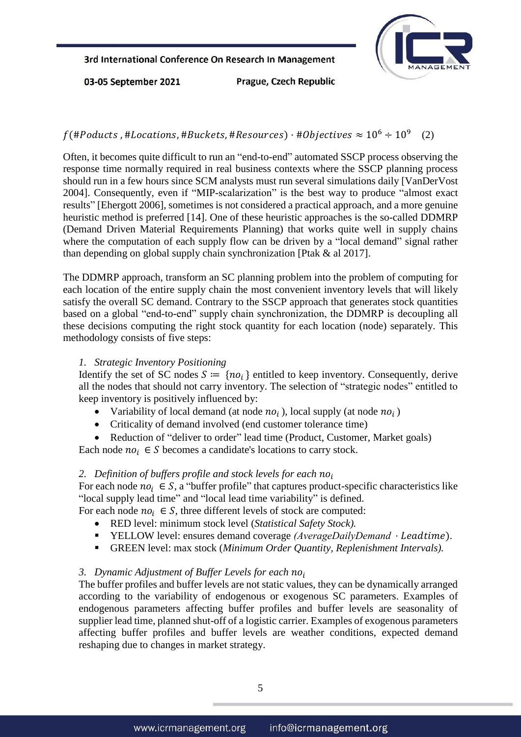$$f(\#Poducts\ , \#Locations, \#Buckets, \#Resources) \cdot \#Objectives \approx 10^6 \div 10^9 \quad (2)$$

Often, it becomes quite difficult to run an "end-to-end" automated SSCP process observing the response time normally required in real business contexts where the SSCP planning process should run in a few hours since SCM analysts must run several simulations daily [VanDerVost 2004]. Consequently, even if "MIP-scalarization" is the best way to produce "almost exact results" [Ehergott 2006], sometimes is not considered a practical approach, and a more genuine heuristic method is preferred [14]. One of these heuristic approaches is the so-called DDMRP (Demand Driven Material Requirements Planning) that works quite well in supply chains where the computation of each supply flow can be driven by a "local demand" signal rather than depending on global supply chain synchronization [Ptak & al 2017].

The DDMRP approach, transform an SC planning problem into the problem of computing for each location of the entire supply chain the most convenient inventory levels that will likely satisfy the overall SC demand. Contrary to the SSCP approach that generates stock quantities based on a global "end-to-end" supply chain synchronization, the DDMRP is decoupling all these decisions computing the right stock quantity for each location (node) separately. This methodology consists of five steps:

1. *Strategic Inventory Positioning*

   Identify the set of SC nodes $S := \{no_i\}$ entitled to keep inventory. Consequently, derive all the nodes that should not carry inventory. The selection of "strategic nodes" entitled to keep inventory is positively influenced by:
   - Variability of local demand (at node $no_i$), local supply (at node $no_i$)
   - Criticality of demand involved (end customer tolerance time)
   - Reduction of "deliver to order" lead time (Product, Customer, Market goals)

   Each node $no_i \in S$ becomes a candidate's locations to carry stock.

2. *Definition of buffers profile and stock levels for each $no_i$*

   For each node $no_i \in S$, a "buffer profile" that captures product-specific characteristics like "local supply lead time" and "local lead time variability" is defined.
   For each node $no_i \in S$, three different levels of stock are computed:
   - RED level: minimum stock level (*Statistical Safety Stock).*
   - YELLOW level: ensures demand coverage *(AverageDailyDemand* $\cdot$ *Leadtime*).
   - GREEN level: max stock (*Minimum Order Quantity, Replenishment Intervals).*

3. *Dynamic Adjustment of Buffer Levels for each $no_i$*

   The buffer profiles and buffer levels are not static values, they can be dynamically arranged according to the variability of endogenous or exogenous SC parameters. Examples of endogenous parameters affecting buffer profiles and buffer levels are seasonality of supplier lead time, planned shut-off of a logistic carrier. Examples of exogenous parameters affecting buffer profiles and buffer levels are weather conditions, expected demand reshaping due to changes in market strategy.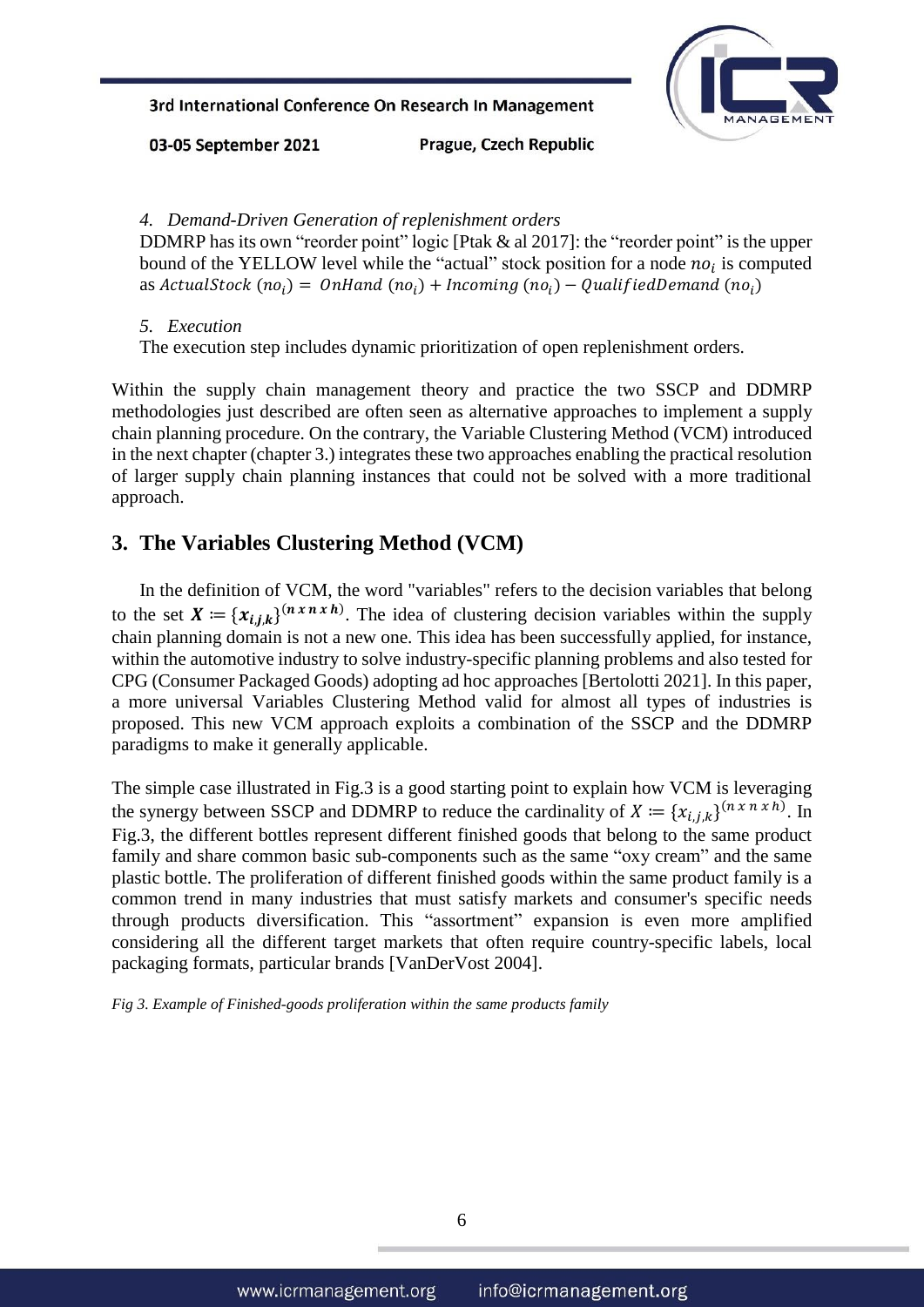*4. Demand-Driven Generation of replenishment orders*

DDMRP has its own "reorder point" logic [Ptak & al 2017]: the "reorder point" is the upper bound of the YELLOW level while the "actual" stock position for a node $no_i$ is computed as $ActualStock\ (no_i) = OnHand\ (no_i) + Incoming\ (no_i) - QualifiedDemand\ (no_i)$

*5. Execution*

The execution step includes dynamic prioritization of open replenishment orders.

Within the supply chain management theory and practice the two SSCP and DDMRP methodologies just described are often seen as alternative approaches to implement a supply chain planning procedure. On the contrary, the Variable Clustering Method (VCM) introduced in the next chapter (chapter 3.) integrates these two approaches enabling the practical resolution of larger supply chain planning instances that could not be solved with a more traditional approach.

## 3. The Variables Clustering Method (VCM)

In the definition of VCM, the word "variables" refers to the decision variables that belong to the set $\boldsymbol{X} \coloneqq \{\boldsymbol{x_{i,j,k}}\}^{(\boldsymbol{n\,x\,n\,x\,h})}$. The idea of clustering decision variables within the supply chain planning domain is not a new one. This idea has been successfully applied, for instance, within the automotive industry to solve industry-specific planning problems and also tested for CPG (Consumer Packaged Goods) adopting ad hoc approaches [Bertolotti 2021]. In this paper, a more universal Variables Clustering Method valid for almost all types of industries is proposed. This new VCM approach exploits a combination of the SSCP and the DDMRP paradigms to make it generally applicable.

The simple case illustrated in Fig.3 is a good starting point to explain how VCM is leveraging the synergy between SSCP and DDMRP to reduce the cardinality of $X \coloneqq \{x_{i,j,k}\}^{(n\,x\,n\,x\,h)}$. In Fig.3, the different bottles represent different finished goods that belong to the same product family and share common basic sub-components such as the same "oxy cream" and the same plastic bottle. The proliferation of different finished goods within the same product family is a common trend in many industries that must satisfy markets and consumer's specific needs through products diversification. This "assortment" expansion is even more amplified considering all the different target markets that often require country-specific labels, local packaging formats, particular brands [VanDerVost 2004].

*Fig 3. Example of Finished-goods proliferation within the same products family*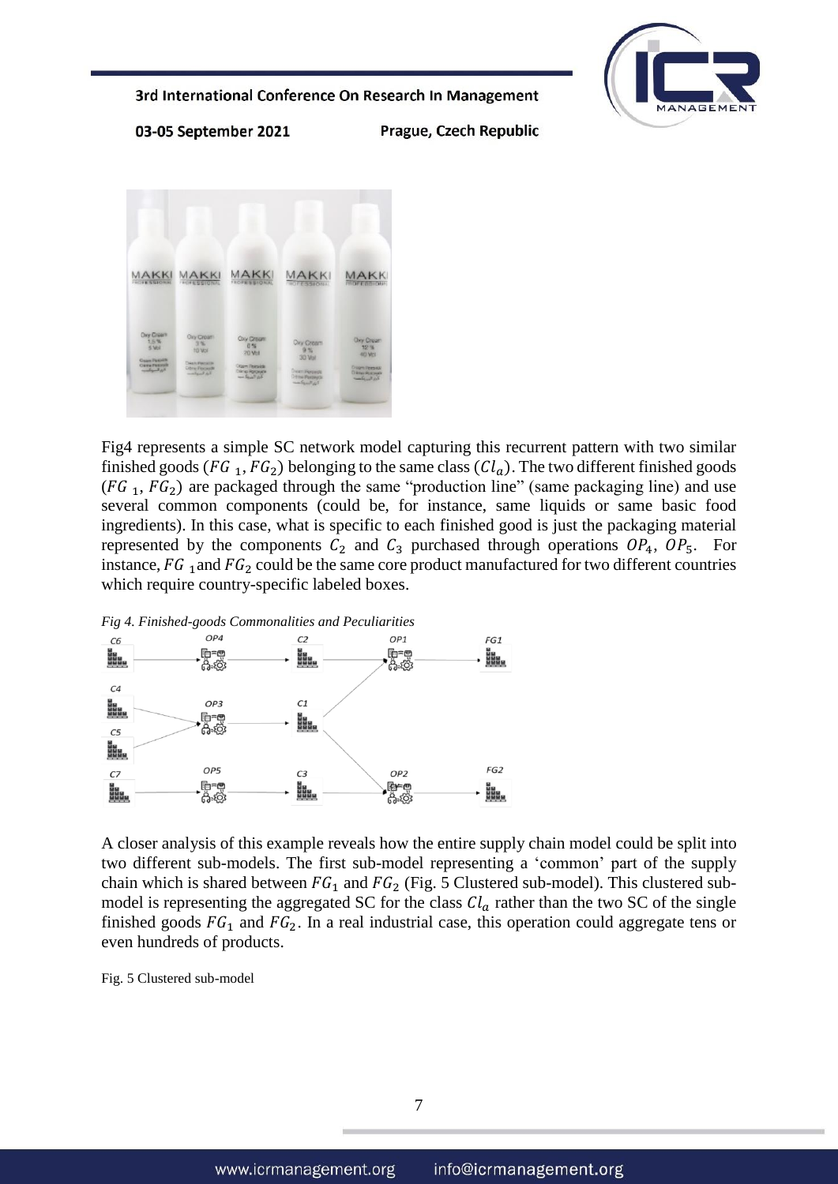Fig4 represents a simple SC network model capturing this recurrent pattern with two similar finished goods ($FG_1$, $FG_2$) belonging to the same class ($Cl_a$). The two different finished goods ($FG_1$, $FG_2$) are packaged through the same "production line" (same packaging line) and use several common components (could be, for instance, same liquids or same basic food ingredients). In this case, what is specific to each finished good is just the packaging material represented by the components $C_2$ and $C_3$ purchased through operations $OP_4$, $OP_5$. For instance, $FG_1$ and $FG_2$ could be the same core product manufactured for two different countries which require country-specific labeled boxes.

*Fig 4. Finished-goods Commonalities and Peculiarities*

A closer analysis of this example reveals how the entire supply chain model could be split into two different sub-models. The first sub-model representing a 'common' part of the supply chain which is shared between $FG_1$ and $FG_2$ (Fig. 5 Clustered sub-model). This clustered sub-model is representing the aggregated SC for the class $Cl_a$ rather than the two SC of the single finished goods $FG_1$ and $FG_2$. In a real industrial case, this operation could aggregate tens or even hundreds of products.

Fig. 5 Clustered sub-model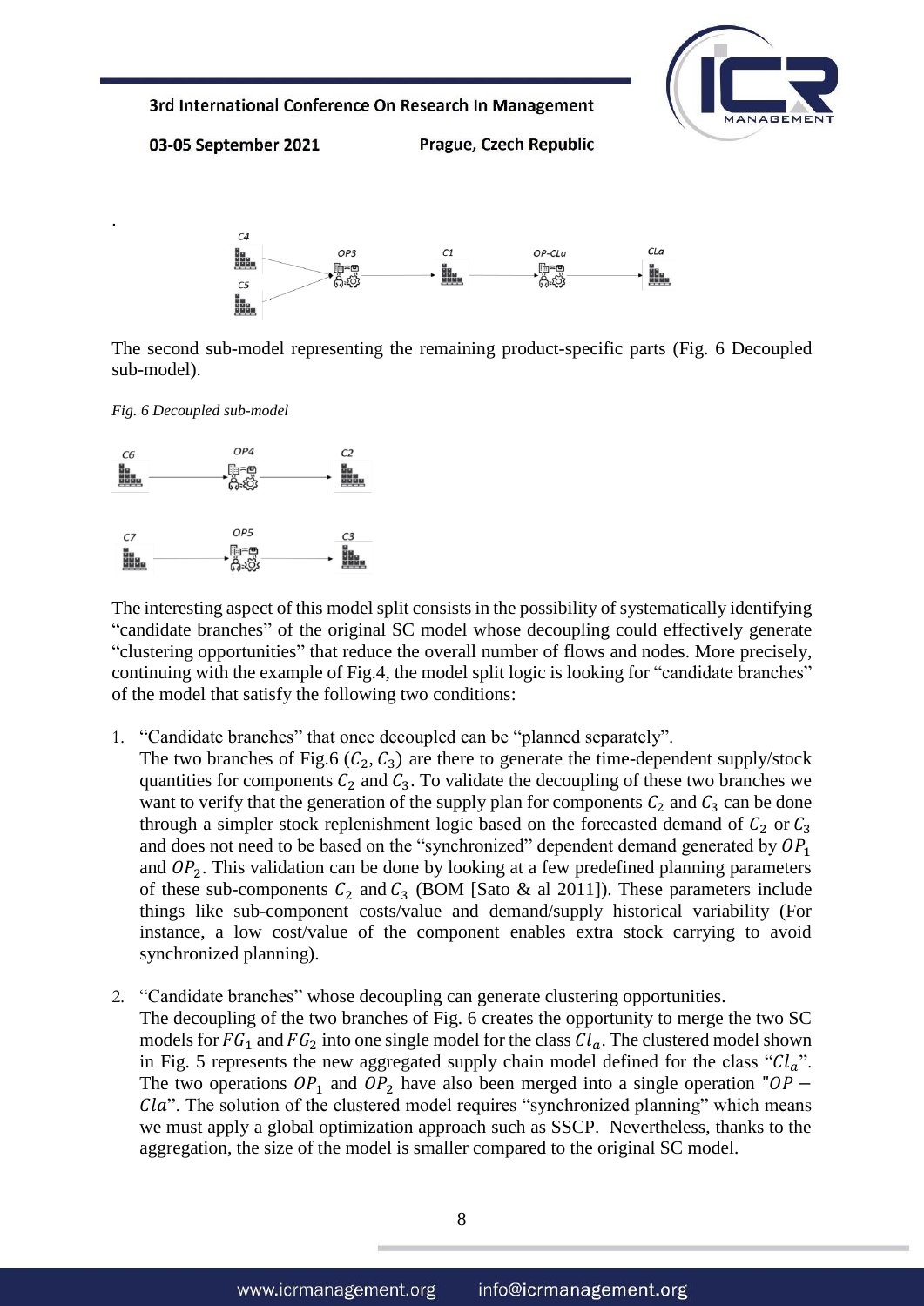.

The second sub-model representing the remaining product-specific parts (Fig. 6 Decoupled sub-model).

*Fig. 6 Decoupled sub-model*

The interesting aspect of this model split consists in the possibility of systematically identifying "candidate branches" of the original SC model whose decoupling could effectively generate "clustering opportunities" that reduce the overall number of flows and nodes. More precisely, continuing with the example of Fig.4, the model split logic is looking for "candidate branches" of the model that satisfy the following two conditions:

1. "Candidate branches" that once decoupled can be "planned separately".
   The two branches of Fig.6 ($C_2$, $C_3$) are there to generate the time-dependent supply/stock quantities for components $C_2$ and $C_3$. To validate the decoupling of these two branches we want to verify that the generation of the supply plan for components $C_2$ and $C_3$ can be done through a simpler stock replenishment logic based on the forecasted demand of $C_2$ or $C_3$ and does not need to be based on the "synchronized" dependent demand generated by $OP_1$ and $OP_2$. This validation can be done by looking at a few predefined planning parameters of these sub-components $C_2$ and $C_3$ (BOM [Sato & al 2011]). These parameters include things like sub-component costs/value and demand/supply historical variability (For instance, a low cost/value of the component enables extra stock carrying to avoid synchronized planning).

2. "Candidate branches" whose decoupling can generate clustering opportunities.
   The decoupling of the two branches of Fig. 6 creates the opportunity to merge the two SC models for $FG_1$ and $FG_2$ into one single model for the class $Cl_a$. The clustered model shown in Fig. 5 represents the new aggregated supply chain model defined for the class "$Cl_a$". The two operations $OP_1$ and $OP_2$ have also been merged into a single operation "$OP - Cla$". The solution of the clustered model requires "synchronized planning" which means we must apply a global optimization approach such as SSCP. Nevertheless, thanks to the aggregation, the size of the model is smaller compared to the original SC model.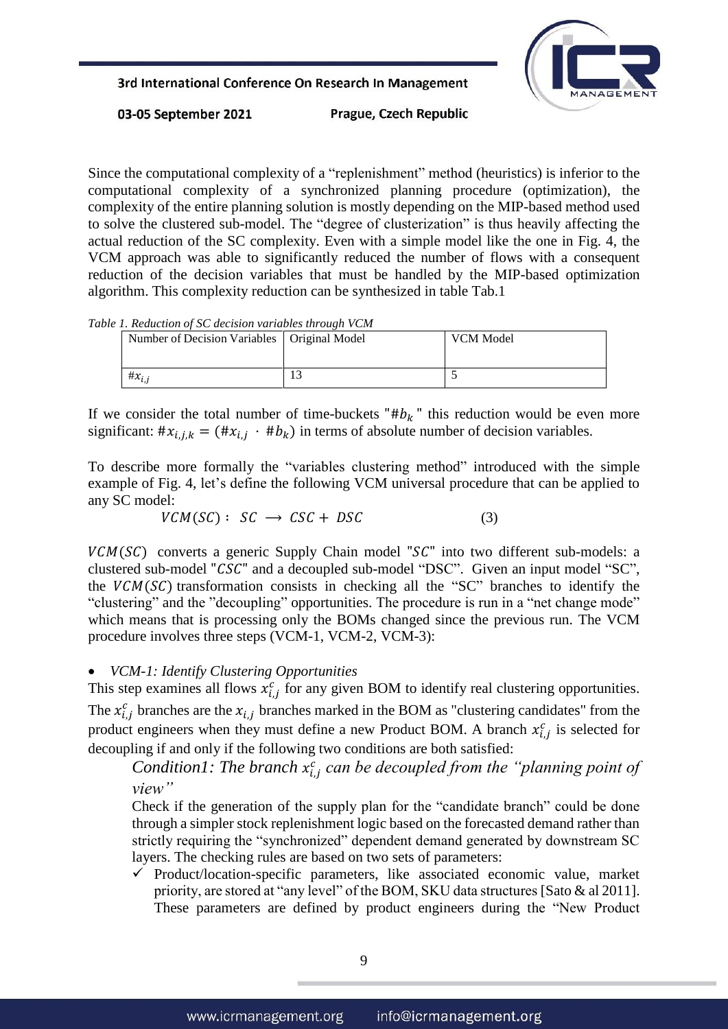Since the computational complexity of a "replenishment" method (heuristics) is inferior to the computational complexity of a synchronized planning procedure (optimization), the complexity of the entire planning solution is mostly depending on the MIP-based method used to solve the clustered sub-model. The "degree of clusterization" is thus heavily affecting the actual reduction of the SC complexity. Even with a simple model like the one in Fig. 4, the VCM approach was able to significantly reduced the number of flows with a consequent reduction of the decision variables that must be handled by the MIP-based optimization algorithm. This complexity reduction can be synthesized in table Tab.1

*Table 1. Reduction of SC decision variables through VCM*

| Number of Decision Variables | Original Model | VCM Model |
|---|---|---|
| $\#x_{i,j}$ | 13 | 5 |

If we consider the total number of time-buckets "$\#b_k$" this reduction would be even more significant: $\#x_{i,j,k} = (\#x_{i,j} \cdot \#b_k)$ in terms of absolute number of decision variables.

To describe more formally the "variables clustering method" introduced with the simple example of Fig. 4, let's define the following VCM universal procedure that can be applied to any SC model:

$$VCM(SC): \ SC \longrightarrow CSC + DSC \qquad (3)$$

$VCM(SC)$ converts a generic Supply Chain model "$SC$" into two different sub-models: a clustered sub-model "$CSC$" and a decoupled sub-model "DSC". Given an input model "SC", the $VCM(SC)$ transformation consists in checking all the "SC" branches to identify the "clustering" and the "decoupling" opportunities. The procedure is run in a "net change mode" which means that is processing only the BOMs changed since the previous run. The VCM procedure involves three steps (VCM-1, VCM-2, VCM-3):

- *VCM-1: Identify Clustering Opportunities*

This step examines all flows $x^c_{i,j}$ for any given BOM to identify real clustering opportunities. The $x^c_{i,j}$ branches are the $x_{i,j}$ branches marked in the BOM as "clustering candidates" from the product engineers when they must define a new Product BOM. A branch $x^c_{i,j}$ is selected for decoupling if and only if the following two conditions are both satisfied:

*Condition1: The branch $x^c_{i,j}$ can be decoupled from the "planning point of view"*

Check if the generation of the supply plan for the "candidate branch" could be done through a simpler stock replenishment logic based on the forecasted demand rather than strictly requiring the "synchronized" dependent demand generated by downstream SC layers. The checking rules are based on two sets of parameters:

- ✓ Product/location-specific parameters, like associated economic value, market priority, are stored at "any level" of the BOM, SKU data structures [Sato & al 2011]. These parameters are defined by product engineers during the "New Product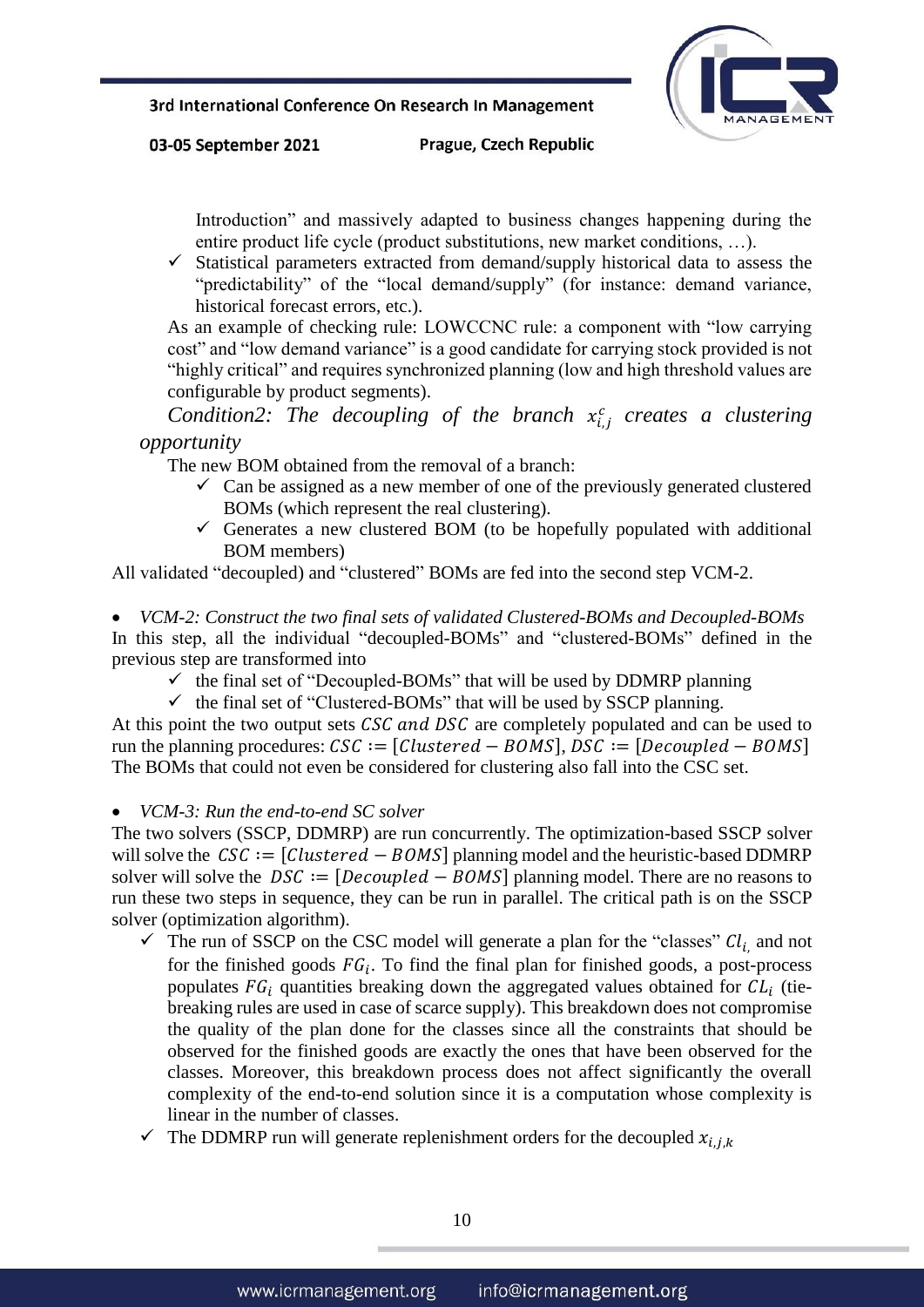Introduction" and massively adapted to business changes happening during the entire product life cycle (product substitutions, new market conditions, …).

- ✓ Statistical parameters extracted from demand/supply historical data to assess the "predictability" of the "local demand/supply" (for instance: demand variance, historical forecast errors, etc.).

As an example of checking rule: LOWCCNC rule: a component with "low carrying cost" and "low demand variance" is a good candidate for carrying stock provided is not "highly critical" and requires synchronized planning (low and high threshold values are configurable by product segments).

*Condition2: The decoupling of the branch $x_{i,j}^{c}$ creates a clustering opportunity*

The new BOM obtained from the removal of a branch:

- ✓ Can be assigned as a new member of one of the previously generated clustered BOMs (which represent the real clustering).
- ✓ Generates a new clustered BOM (to be hopefully populated with additional BOM members)

All validated "decoupled) and "clustered" BOMs are fed into the second step VCM-2.

- *VCM-2: Construct the two final sets of validated Clustered-BOMs and Decoupled-BOMs*

In this step, all the individual "decoupled-BOMs" and "clustered-BOMs" defined in the previous step are transformed into

- ✓ the final set of "Decoupled-BOMs" that will be used by DDMRP planning
- ✓ the final set of "Clustered-BOMs" that will be used by SSCP planning.

At this point the two output sets $CSC$ $and$ $DSC$ are completely populated and can be used to run the planning procedures: $CSC := [Clustered - BOMS]$, $DSC := [Decoupled - BOMS]$ The BOMs that could not even be considered for clustering also fall into the CSC set.

- *VCM-3: Run the end-to-end SC solver*

The two solvers (SSCP, DDMRP) are run concurrently. The optimization-based SSCP solver will solve the $CSC := [Clustered - BOMS]$ planning model and the heuristic-based DDMRP solver will solve the $DSC := [Decoupled - BOMS]$ planning model. There are no reasons to run these two steps in sequence, they can be run in parallel. The critical path is on the SSCP solver (optimization algorithm).

- ✓ The run of SSCP on the CSC model will generate a plan for the "classes" $Cl_{i,}$ and not for the finished goods $FG_i$. To find the final plan for finished goods, a post-process populates $FG_i$ quantities breaking down the aggregated values obtained for $CL_i$ (tie-breaking rules are used in case of scarce supply). This breakdown does not compromise the quality of the plan done for the classes since all the constraints that should be observed for the finished goods are exactly the ones that have been observed for the classes. Moreover, this breakdown process does not affect significantly the overall complexity of the end-to-end solution since it is a computation whose complexity is linear in the number of classes.
- ✓ The DDMRP run will generate replenishment orders for the decoupled $x_{i,j,k}$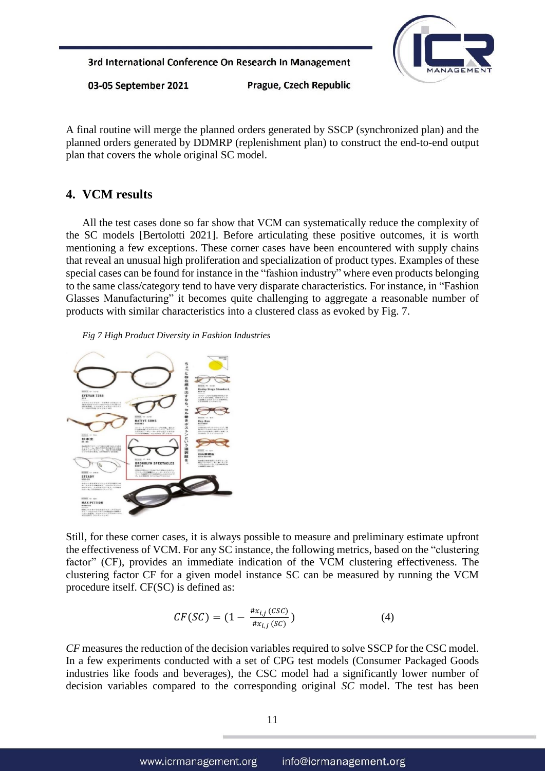A final routine will merge the planned orders generated by SSCP (synchronized plan) and the planned orders generated by DDMRP (replenishment plan) to construct the end-to-end output plan that covers the whole original SC model.

## 4. VCM results

All the test cases done so far show that VCM can systematically reduce the complexity of the SC models [Bertolotti 2021]. Before articulating these positive outcomes, it is worth mentioning a few exceptions. These corner cases have been encountered with supply chains that reveal an unusual high proliferation and specialization of product types. Examples of these special cases can be found for instance in the "fashion industry" where even products belonging to the same class/category tend to have very disparate characteristics. For instance, in "Fashion Glasses Manufacturing" it becomes quite challenging to aggregate a reasonable number of products with similar characteristics into a clustered class as evoked by Fig. 7.

*Fig 7 High Product Diversity in Fashion Industries*

Still, for these corner cases, it is always possible to measure and preliminary estimate upfront the effectiveness of VCM. For any SC instance, the following metrics, based on the "clustering factor" (CF), provides an immediate indication of the VCM clustering effectiveness. The clustering factor CF for a given model instance SC can be measured by running the VCM procedure itself. CF(SC) is defined as:

$$CF(SC) = \left(1 - \frac{\#x_{i,j}\,(CSC)}{\#x_{i,j}\,(SC)}\right) \qquad (4)$$

*CF* measures the reduction of the decision variables required to solve SSCP for the CSC model. In a few experiments conducted with a set of CPG test models (Consumer Packaged Goods industries like foods and beverages), the CSC model had a significantly lower number of decision variables compared to the corresponding original *SC* model. The test has been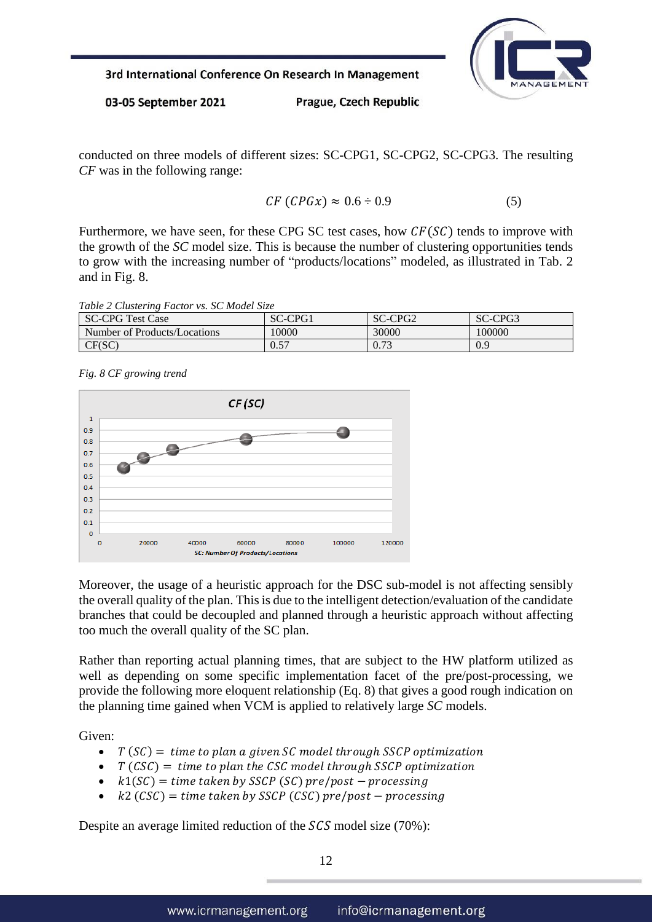conducted on three models of different sizes: SC-CPG1, SC-CPG2, SC-CPG3. The resulting *CF* was in the following range:

$$CF\ (CPGx) \approx 0.6 \div 0.9 \tag{5}$$

Furthermore, we have seen, for these CPG SC test cases, how $CF(SC)$ tends to improve with the growth of the *SC* model size. This is because the number of clustering opportunities tends to grow with the increasing number of "products/locations" modeled, as illustrated in Tab. 2 and in Fig. 8.

*Table 2 Clustering Factor vs. SC Model Size*

| SC-CPG Test Case | SC-CPG1 | SC-CPG2 | SC-CPG3 |
|---|---|---|---|
| Number of Products/Locations | 10000 | 30000 | 100000 |
| CF(SC) | 0.57 | 0.73 | 0.9 |

*Fig. 8 CF growing trend*

Moreover, the usage of a heuristic approach for the DSC sub-model is not affecting sensibly the overall quality of the plan. This is due to the intelligent detection/evaluation of the candidate branches that could be decoupled and planned through a heuristic approach without affecting too much the overall quality of the SC plan.

Rather than reporting actual planning times, that are subject to the HW platform utilized as well as depending on some specific implementation facet of the pre/post-processing, we provide the following more eloquent relationship (Eq. 8) that gives a good rough indication on the planning time gained when VCM is applied to relatively large *SC* models.

Given:

- $T\ (SC) =$ *time to plan a given SC model through SSCP optimization*
- $T\ (CSC) =$ *time to plan the CSC model through SSCP optimization*
- $k1(SC) =$ *time taken by SSCP (SC) pre/post − processing*
- $k2\ (CSC) =$ *time taken by SSCP (CSC) pre/post − processing*

Despite an average limited reduction of the $SCS$ model size (70%):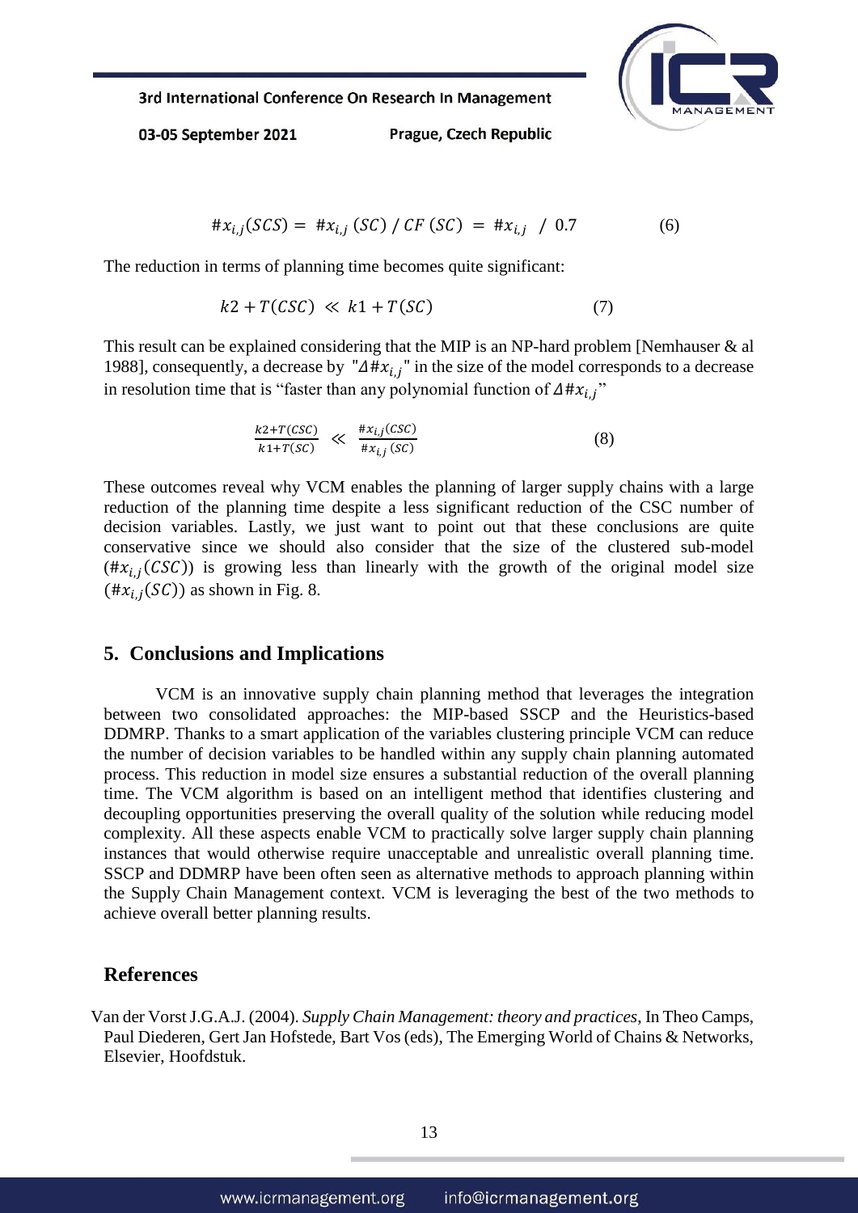$$\#x_{i,j}(SCS) = \#x_{i,j}\,(SC)\,/\,CF\,(SC) = \#x_{i,j}\;/\;0.7 \tag{6}$$

The reduction in terms of planning time becomes quite significant:

$$k2 + T(CSC) \ll k1 + T(SC) \tag{7}$$

This result can be explained considering that the MIP is an NP-hard problem [Nemhauser & al 1988], consequently, a decrease by "$\Delta\#x_{i,j}$" in the size of the model corresponds to a decrease in resolution time that is "faster than any polynomial function of $\Delta\#x_{i,j}$"

$$\frac{k2+T(CSC)}{k1+T(SC)} \ll \frac{\#x_{i,j}(CSC)}{\#x_{i,j}\,(SC)} \tag{8}$$

These outcomes reveal why VCM enables the planning of larger supply chains with a large reduction of the planning time despite a less significant reduction of the CSC number of decision variables. Lastly, we just want to point out that these conclusions are quite conservative since we should also consider that the size of the clustered sub-model ($\#x_{i,j}(CSC)$) is growing less than linearly with the growth of the original model size ($\#x_{i,j}(SC)$) as shown in Fig. 8.

## 5. Conclusions and Implications

VCM is an innovative supply chain planning method that leverages the integration between two consolidated approaches: the MIP-based SSCP and the Heuristics-based DDMRP. Thanks to a smart application of the variables clustering principle VCM can reduce the number of decision variables to be handled within any supply chain planning automated process. This reduction in model size ensures a substantial reduction of the overall planning time. The VCM algorithm is based on an intelligent method that identifies clustering and decoupling opportunities preserving the overall quality of the solution while reducing model complexity. All these aspects enable VCM to practically solve larger supply chain planning instances that would otherwise require unacceptable and unrealistic overall planning time. SSCP and DDMRP have been often seen as alternative methods to approach planning within the Supply Chain Management context. VCM is leveraging the best of the two methods to achieve overall better planning results.

## References

Van der Vorst J.G.A.J. (2004). *Supply Chain Management: theory and practices*, In Theo Camps, Paul Diederen, Gert Jan Hofstede, Bart Vos (eds), The Emerging World of Chains & Networks, Elsevier, Hoofdstuk.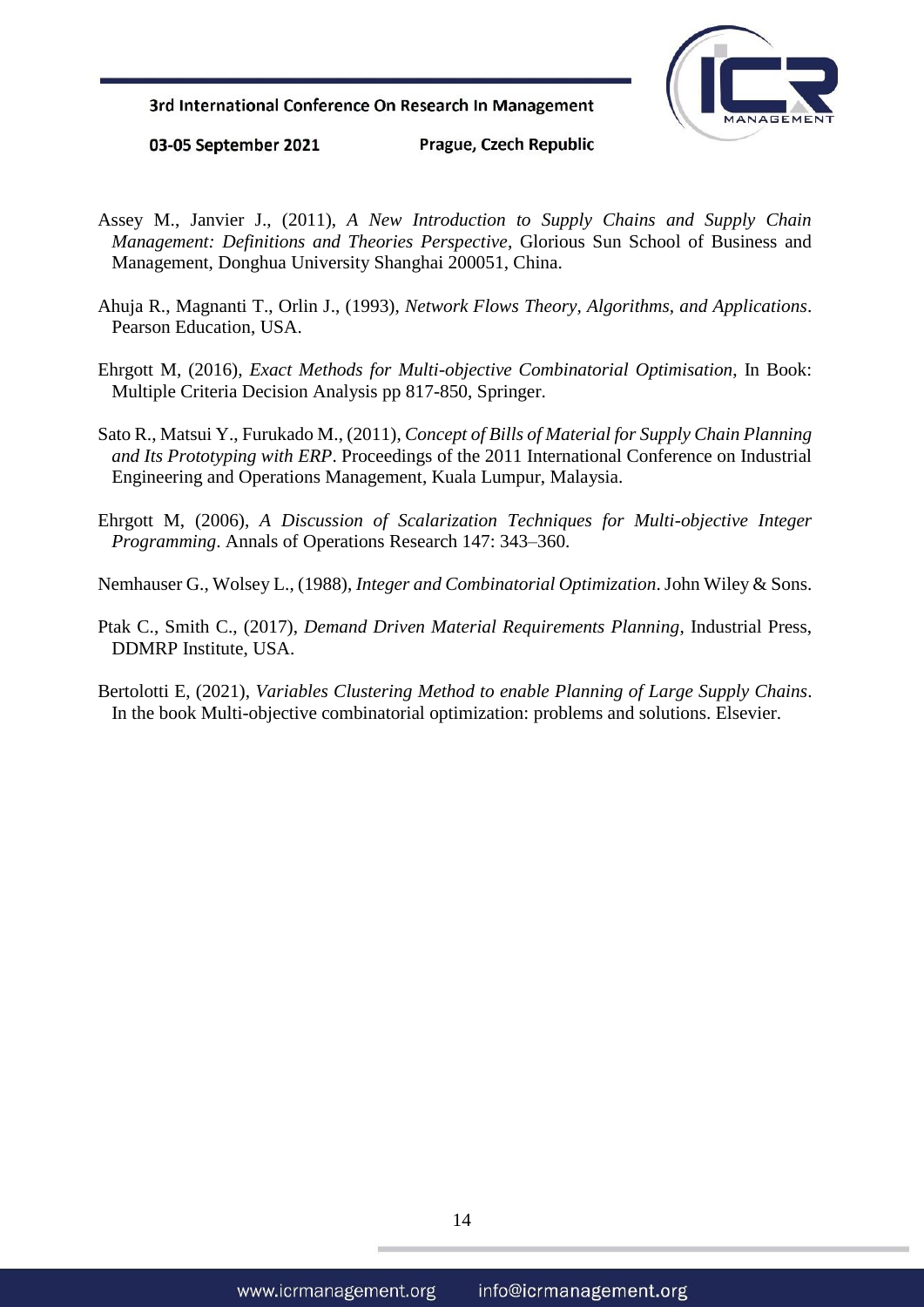Assey M., Janvier J., (2011), *A New Introduction to Supply Chains and Supply Chain Management: Definitions and Theories Perspective*, Glorious Sun School of Business and Management, Donghua University Shanghai 200051, China.

Ahuja R., Magnanti T., Orlin J., (1993), *Network Flows Theory, Algorithms, and Applications*. Pearson Education, USA.

Ehrgott M, (2016), *Exact Methods for Multi-objective Combinatorial Optimisation*, In Book: Multiple Criteria Decision Analysis pp 817-850, Springer.

Sato R., Matsui Y., Furukado M., (2011), *Concept of Bills of Material for Supply Chain Planning and Its Prototyping with ERP*. Proceedings of the 2011 International Conference on Industrial Engineering and Operations Management, Kuala Lumpur, Malaysia.

Ehrgott M, (2006), *A Discussion of Scalarization Techniques for Multi-objective Integer Programming*. Annals of Operations Research 147: 343–360.

Nemhauser G., Wolsey L., (1988), *Integer and Combinatorial Optimization*. John Wiley & Sons.

Ptak C., Smith C., (2017), *Demand Driven Material Requirements Planning*, Industrial Press, DDMRP Institute, USA.

Bertolotti E, (2021), *Variables Clustering Method to enable Planning of Large Supply Chains*. In the book Multi-objective combinatorial optimization: problems and solutions. Elsevier.